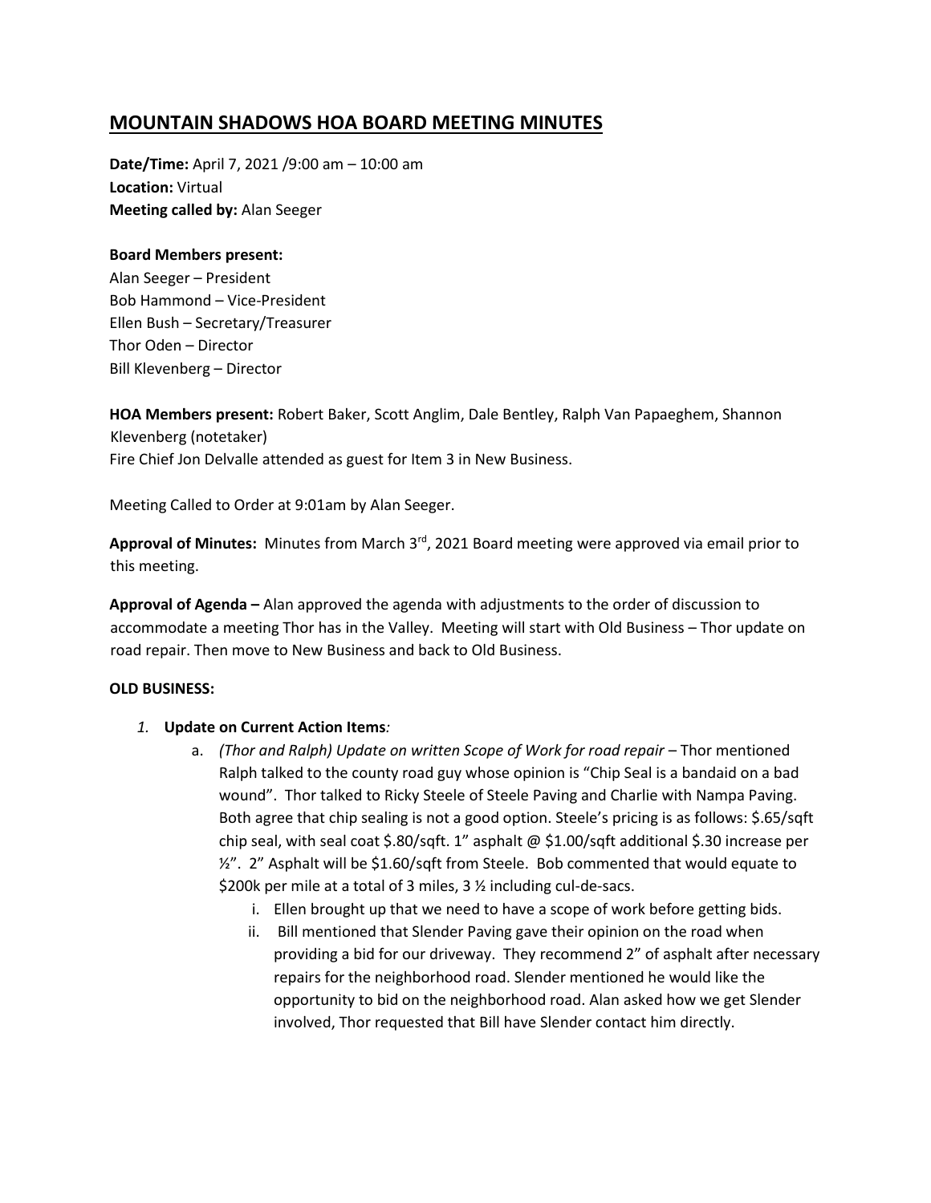# MOUNTAIN SHADOWS HOA BOARD MEETING MINUTES

**Date/Time:** April 7, 2021 /9:00 am – 10:00 am
**Location:** Virtual
**Meeting called by:** Alan Seeger

**Board Members present:**
Alan Seeger – President
Bob Hammond – Vice-President
Ellen Bush – Secretary/Treasurer
Thor Oden – Director
Bill Klevenberg – Director

**HOA Members present:** Robert Baker, Scott Anglim, Dale Bentley, Ralph Van Papaeghem, Shannon Klevenberg (notetaker)
Fire Chief Jon Delvalle attended as guest for Item 3 in New Business.

Meeting Called to Order at 9:01am by Alan Seeger.

**Approval of Minutes:** Minutes from March 3rd, 2021 Board meeting were approved via email prior to this meeting.

**Approval of Agenda –** Alan approved the agenda with adjustments to the order of discussion to accommodate a meeting Thor has in the Valley. Meeting will start with Old Business – Thor update on road repair. Then move to New Business and back to Old Business.

**OLD BUSINESS:**

1. **Update on Current Action Items***:*
   a. *(Thor and Ralph) Update on written Scope of Work for road repair* – Thor mentioned Ralph talked to the county road guy whose opinion is "Chip Seal is a bandaid on a bad wound". Thor talked to Ricky Steele of Steele Paving and Charlie with Nampa Paving. Both agree that chip sealing is not a good option. Steele's pricing is as follows: $.65/sqft chip seal, with seal coat $.80/sqft. 1" asphalt @ $1.00/sqft additional $.30 increase per ½". 2" Asphalt will be $1.60/sqft from Steele. Bob commented that would equate to $200k per mile at a total of 3 miles, 3 ½ including cul-de-sacs.
      i. Ellen brought up that we need to have a scope of work before getting bids.
      ii. Bill mentioned that Slender Paving gave their opinion on the road when providing a bid for our driveway. They recommend 2" of asphalt after necessary repairs for the neighborhood road. Slender mentioned he would like the opportunity to bid on the neighborhood road. Alan asked how we get Slender involved, Thor requested that Bill have Slender contact him directly.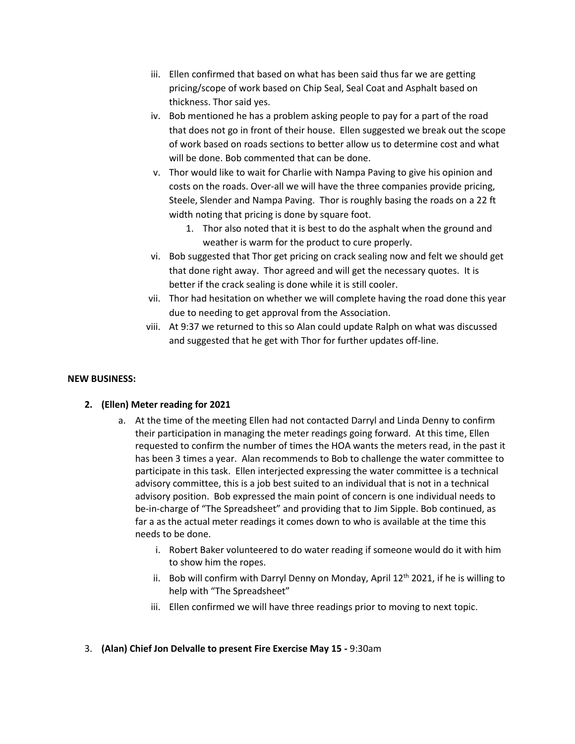iii. Ellen confirmed that based on what has been said thus far we are getting pricing/scope of work based on Chip Seal, Seal Coat and Asphalt based on thickness. Thor said yes.

iv. Bob mentioned he has a problem asking people to pay for a part of the road that does not go in front of their house. Ellen suggested we break out the scope of work based on roads sections to better allow us to determine cost and what will be done. Bob commented that can be done.

v. Thor would like to wait for Charlie with Nampa Paving to give his opinion and costs on the roads. Over-all we will have the three companies provide pricing, Steele, Slender and Nampa Paving. Thor is roughly basing the roads on a 22 ft width noting that pricing is done by square foot.

   1. Thor also noted that it is best to do the asphalt when the ground and weather is warm for the product to cure properly.

vi. Bob suggested that Thor get pricing on crack sealing now and felt we should get that done right away. Thor agreed and will get the necessary quotes. It is better if the crack sealing is done while it is still cooler.

vii. Thor had hesitation on whether we will complete having the road done this year due to needing to get approval from the Association.

viii. At 9:37 we returned to this so Alan could update Ralph on what was discussed and suggested that he get with Thor for further updates off-line.

**NEW BUSINESS:**

2. **(Ellen) Meter reading for 2021**

   a. At the time of the meeting Ellen had not contacted Darryl and Linda Denny to confirm their participation in managing the meter readings going forward. At this time, Ellen requested to confirm the number of times the HOA wants the meters read, in the past it has been 3 times a year. Alan recommends to Bob to challenge the water committee to participate in this task. Ellen interjected expressing the water committee is a technical advisory committee, this is a job best suited to an individual that is not in a technical advisory position. Bob expressed the main point of concern is one individual needs to be-in-charge of "The Spreadsheet" and providing that to Jim Sipple. Bob continued, as far a as the actual meter readings it comes down to who is available at the time this needs to be done.

      i. Robert Baker volunteered to do water reading if someone would do it with him to show him the ropes.

      ii. Bob will confirm with Darryl Denny on Monday, April 12th 2021, if he is willing to help with "The Spreadsheet"

      iii. Ellen confirmed we will have three readings prior to moving to next topic.

3. **(Alan) Chief Jon Delvalle to present Fire Exercise May 15 -** 9:30am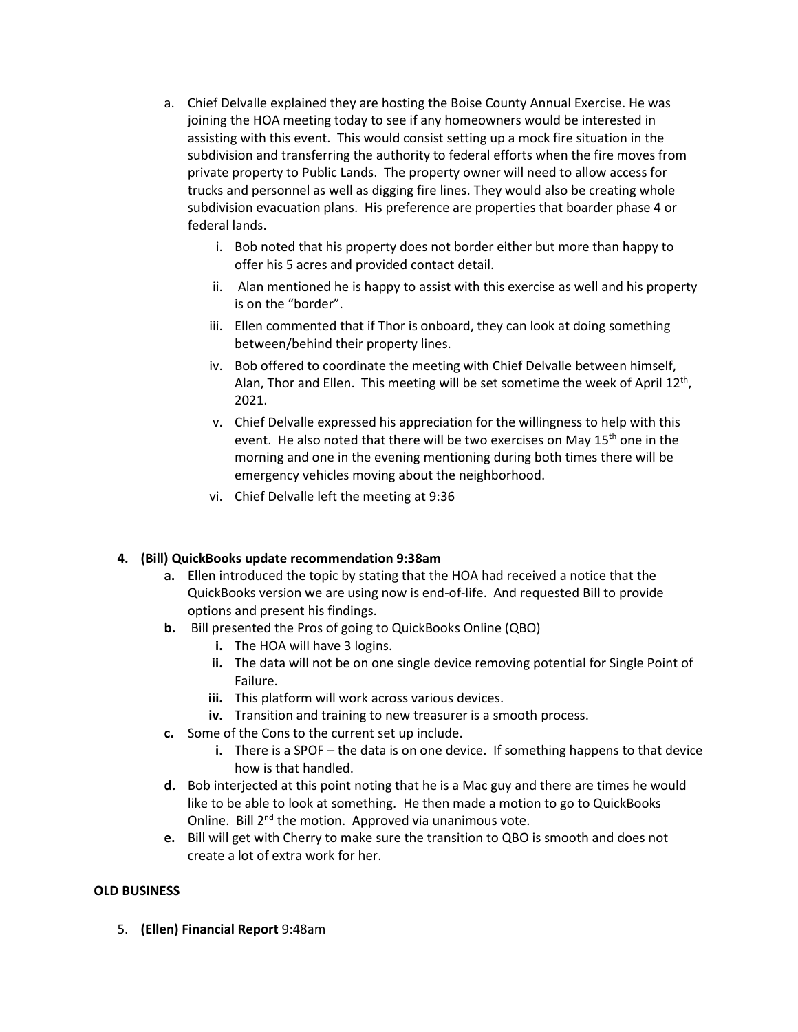a. Chief Delvalle explained they are hosting the Boise County Annual Exercise. He was joining the HOA meeting today to see if any homeowners would be interested in assisting with this event. This would consist setting up a mock fire situation in the subdivision and transferring the authority to federal efforts when the fire moves from private property to Public Lands. The property owner will need to allow access for trucks and personnel as well as digging fire lines. They would also be creating whole subdivision evacuation plans. His preference are properties that boarder phase 4 or federal lands.
   i. Bob noted that his property does not border either but more than happy to offer his 5 acres and provided contact detail.
   ii. Alan mentioned he is happy to assist with this exercise as well and his property is on the "border".
   iii. Ellen commented that if Thor is onboard, they can look at doing something between/behind their property lines.
   iv. Bob offered to coordinate the meeting with Chief Delvalle between himself, Alan, Thor and Ellen. This meeting will be set sometime the week of April 12th, 2021.
   v. Chief Delvalle expressed his appreciation for the willingness to help with this event. He also noted that there will be two exercises on May 15th one in the morning and one in the evening mentioning during both times there will be emergency vehicles moving about the neighborhood.
   vi. Chief Delvalle left the meeting at 9:36

**4. (Bill) QuickBooks update recommendation 9:38am**

**a.** Ellen introduced the topic by stating that the HOA had received a notice that the QuickBooks version we are using now is end-of-life. And requested Bill to provide options and present his findings.

**b.** Bill presented the Pros of going to QuickBooks Online (QBO)
   - **i.** The HOA will have 3 logins.
   - **ii.** The data will not be on one single device removing potential for Single Point of Failure.
   - **iii.** This platform will work across various devices.
   - **iv.** Transition and training to new treasurer is a smooth process.

**c.** Some of the Cons to the current set up include.
   - **i.** There is a SPOF – the data is on one device. If something happens to that device how is that handled.

**d.** Bob interjected at this point noting that he is a Mac guy and there are times he would like to be able to look at something. He then made a motion to go to QuickBooks Online. Bill 2nd the motion. Approved via unanimous vote.

**e.** Bill will get with Cherry to make sure the transition to QBO is smooth and does not create a lot of extra work for her.

**OLD BUSINESS**

5. **(Ellen) Financial Report** 9:48am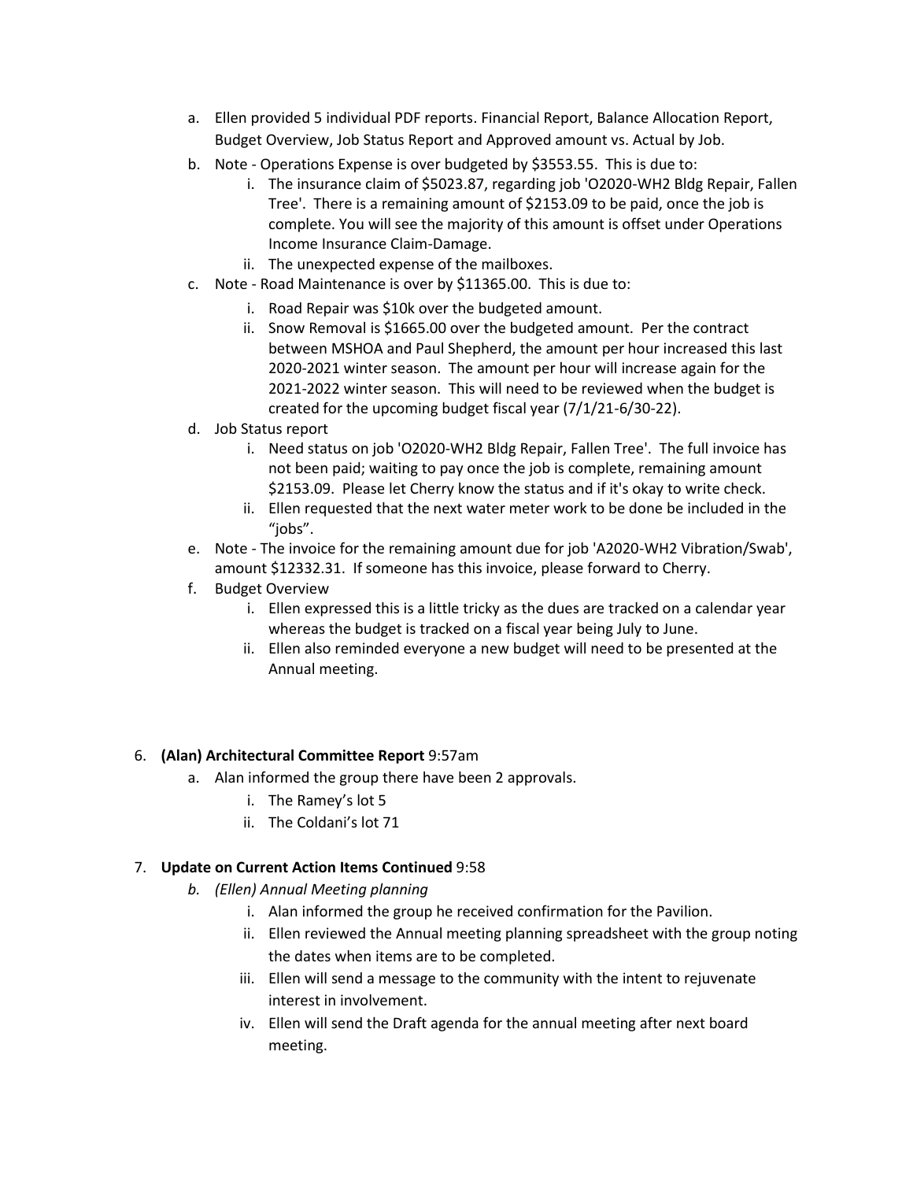a. Ellen provided 5 individual PDF reports. Financial Report, Balance Allocation Report, Budget Overview, Job Status Report and Approved amount vs. Actual by Job.

b. Note - Operations Expense is over budgeted by $3553.55. This is due to:
   i. The insurance claim of $5023.87, regarding job 'O2020-WH2 Bldg Repair, Fallen Tree'. There is a remaining amount of $2153.09 to be paid, once the job is complete. You will see the majority of this amount is offset under Operations Income Insurance Claim-Damage.
   ii. The unexpected expense of the mailboxes.

c. Note - Road Maintenance is over by $11365.00. This is due to:
   i. Road Repair was $10k over the budgeted amount.
   ii. Snow Removal is $1665.00 over the budgeted amount. Per the contract between MSHOA and Paul Shepherd, the amount per hour increased this last 2020-2021 winter season. The amount per hour will increase again for the 2021-2022 winter season. This will need to be reviewed when the budget is created for the upcoming budget fiscal year (7/1/21-6/30-22).

d. Job Status report
   i. Need status on job 'O2020-WH2 Bldg Repair, Fallen Tree'. The full invoice has not been paid; waiting to pay once the job is complete, remaining amount $2153.09. Please let Cherry know the status and if it's okay to write check.
   ii. Ellen requested that the next water meter work to be done be included in the "jobs".

e. Note - The invoice for the remaining amount due for job 'A2020-WH2 Vibration/Swab', amount $12332.31. If someone has this invoice, please forward to Cherry.

f. Budget Overview
   i. Ellen expressed this is a little tricky as the dues are tracked on a calendar year whereas the budget is tracked on a fiscal year being July to June.
   ii. Ellen also reminded everyone a new budget will need to be presented at the Annual meeting.

6. **(Alan) Architectural Committee Report** 9:57am
   a. Alan informed the group there have been 2 approvals.
      i. The Ramey's lot 5
      ii. The Coldani's lot 71

7. **Update on Current Action Items Continued** 9:58
   *b. (Ellen) Annual Meeting planning*
      i. Alan informed the group he received confirmation for the Pavilion.
      ii. Ellen reviewed the Annual meeting planning spreadsheet with the group noting the dates when items are to be completed.
      iii. Ellen will send a message to the community with the intent to rejuvenate interest in involvement.
      iv. Ellen will send the Draft agenda for the annual meeting after next board meeting.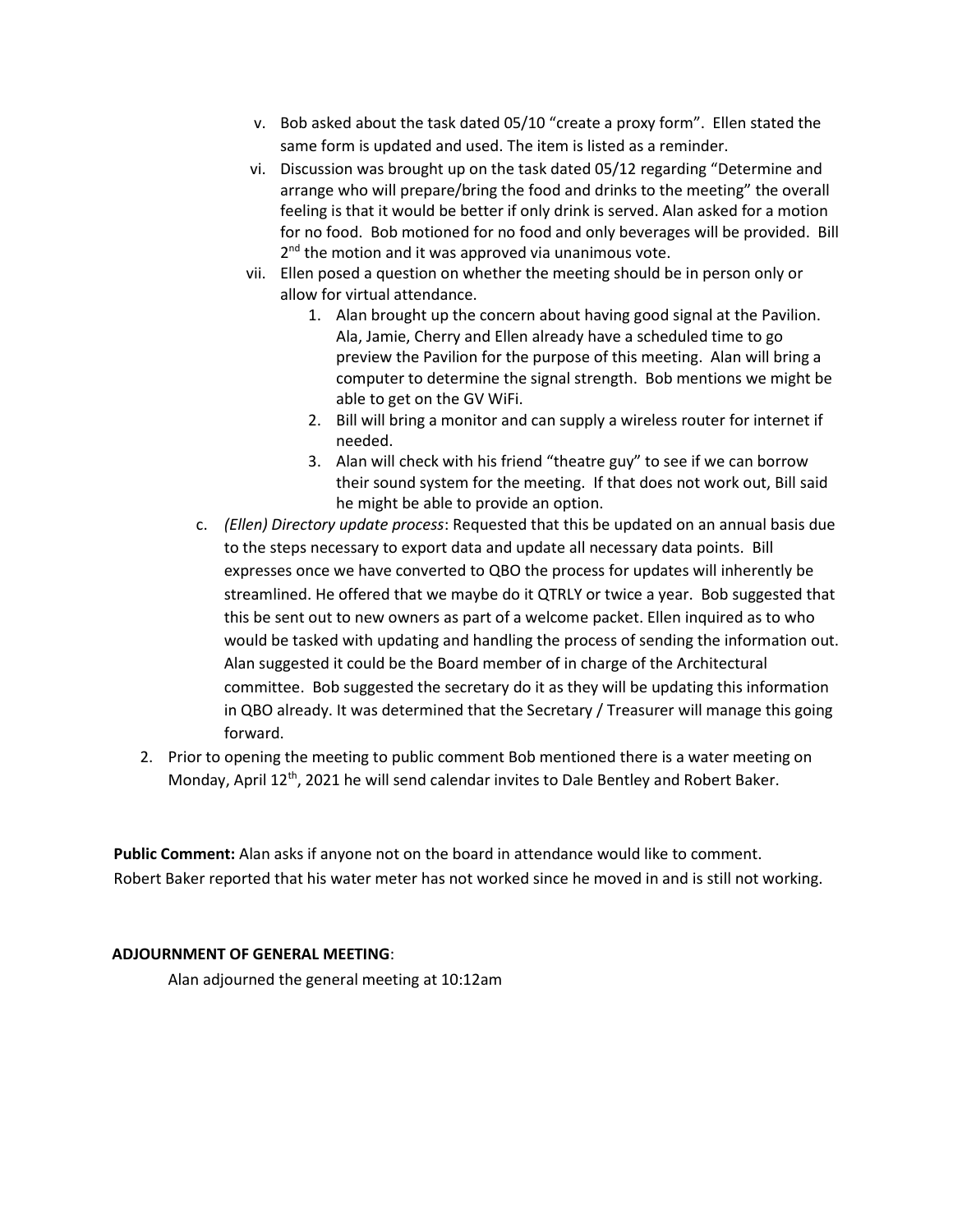v. Bob asked about the task dated 05/10 "create a proxy form". Ellen stated the same form is updated and used. The item is listed as a reminder.

vi. Discussion was brought up on the task dated 05/12 regarding "Determine and arrange who will prepare/bring the food and drinks to the meeting" the overall feeling is that it would be better if only drink is served. Alan asked for a motion for no food. Bob motioned for no food and only beverages will be provided. Bill 2nd the motion and it was approved via unanimous vote.

vii. Ellen posed a question on whether the meeting should be in person only or allow for virtual attendance.

1. Alan brought up the concern about having good signal at the Pavilion. Ala, Jamie, Cherry and Ellen already have a scheduled time to go preview the Pavilion for the purpose of this meeting. Alan will bring a computer to determine the signal strength. Bob mentions we might be able to get on the GV WiFi.
2. Bill will bring a monitor and can supply a wireless router for internet if needed.
3. Alan will check with his friend "theatre guy" to see if we can borrow their sound system for the meeting. If that does not work out, Bill said he might be able to provide an option.

c. *(Ellen) Directory update process*: Requested that this be updated on an annual basis due to the steps necessary to export data and update all necessary data points. Bill expresses once we have converted to QBO the process for updates will inherently be streamlined. He offered that we maybe do it QTRLY or twice a year. Bob suggested that this be sent out to new owners as part of a welcome packet. Ellen inquired as to who would be tasked with updating and handling the process of sending the information out. Alan suggested it could be the Board member of in charge of the Architectural committee. Bob suggested the secretary do it as they will be updating this information in QBO already. It was determined that the Secretary / Treasurer will manage this going forward.

2. Prior to opening the meeting to public comment Bob mentioned there is a water meeting on Monday, April 12th, 2021 he will send calendar invites to Dale Bentley and Robert Baker.

**Public Comment:** Alan asks if anyone not on the board in attendance would like to comment.
Robert Baker reported that his water meter has not worked since he moved in and is still not working.

**ADJOURNMENT OF GENERAL MEETING**:

Alan adjourned the general meeting at 10:12am